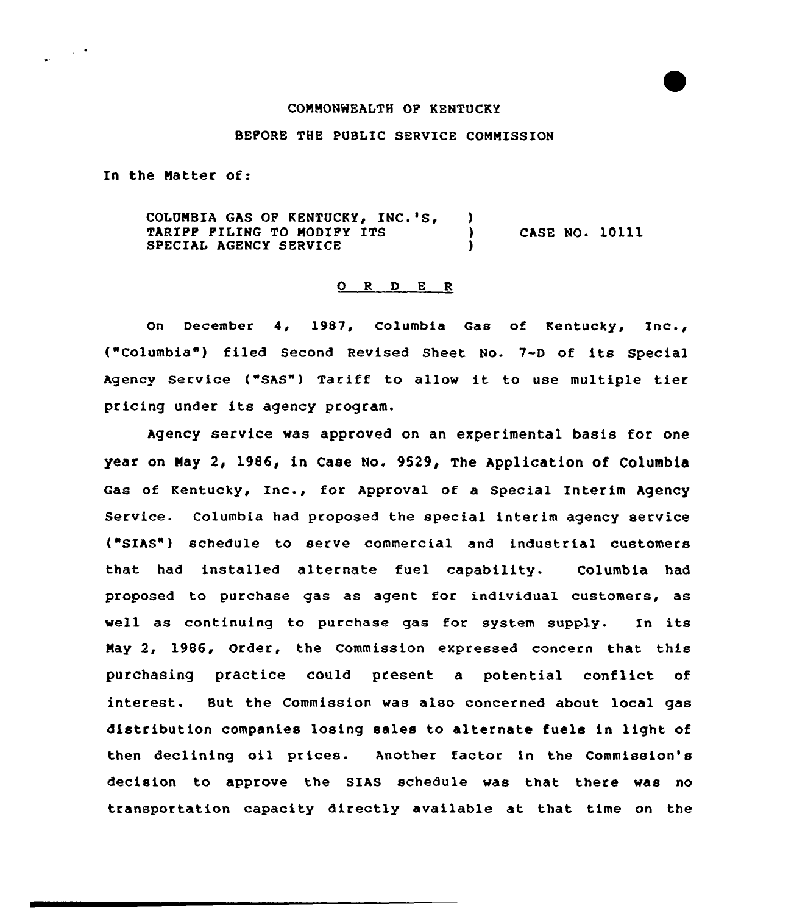COMMONWEALTH OF KENTUCKY

BEFORE THE PUBLIC SERVICE COMMISSION

In the Matter of:

COLUMBIA GAS OF KENTUCKY, INC.'S, TARIFF FILING TO MODIFY ITS SPECIAL AGENCY SERVICE ) CASE NO. 10111

## O R D E R

On December 4, 1987, Columbia Gas of Kentucky, Inc., ("Columbia") filed Second Revised Sheet No. 7-D of its Special Agency Service ("SAS") Tariff to allow it to use multiple tier pricing under its agency program.

Agency service was approved on an experimental basis for one year on May 2, 1986, in Case No. 9529, The Application of Columbia Gas of Kentucky, Inc., for Approval of a Special Interim Agency Service. Columbia had proposed the special interim agency service ("SIAS") schedule to serve commercial and industrial customers that had installed alternate fuel capability. Columbia had proposed to purchase gas as agent for individual customers, as well as continuing to purchase gas for system supply. In its May 2, 1986, Order, the Commission expressed concern that this purchasing practice could present a potential conflict of interest. But the Commission was also concerned about local gas distribution companies losing sales to alternate fuels in light of then declining oil prices. Another factor in the Commission's decision to approve the SIAS schedule was that there was no transportation capacity directly available at that time on the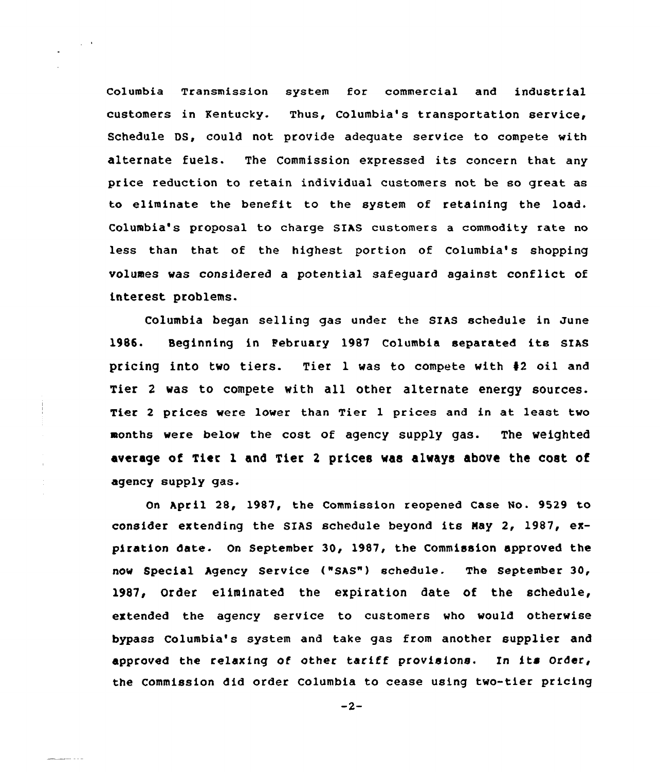Columbia Transmission system for commercial and industrial customers in Kentucky. Thus, Columbia's transportation service, Schedule DS, could not provide adequate service to compete with alternate fuels. The Commission expressed its concern that any price reduction to retain individual customers not be so great as to eliminate the benefit to the system of retaining the load. Columbia's proposal to charge SIAS customers a commodity rate no less than that of the highest portion of Columbia's shopping volumes was considered a potential safeguard against conflict of interest problems.

Columbia began selling gas under the SIAS schedule in June 1986. Beginning in February 1987 Columbia separated its SIAS pricing into two tiers. Tier 1 was to compete with #2 oil and Tier 2 was to compete with all other alternate energy sources. Tier 2 prices were lower than Tier 1 prices and in at least two months were below the cost of agency supply gas. The weighted average of Tier 1 and Tier 2 prices was always above the cost of agency supply gas.

On April 28, 1987, the Commission reopened Case No. 9529 to consider extending the SIAS schedule beyond its May 2, 1987, expiration date. On September 30, 1987, the Commission approved the now Special Agency Service ("SAS") schedule. The September 30, 1987, Order eliminated the expiration date of the schedule, extended the agency service to customers who would otherwise bypass Columbia's system and take gas from another supplier and approved the relaxing of other tariff provisions. In its Order, the Commission did order Columbia to cease using two-tier pricing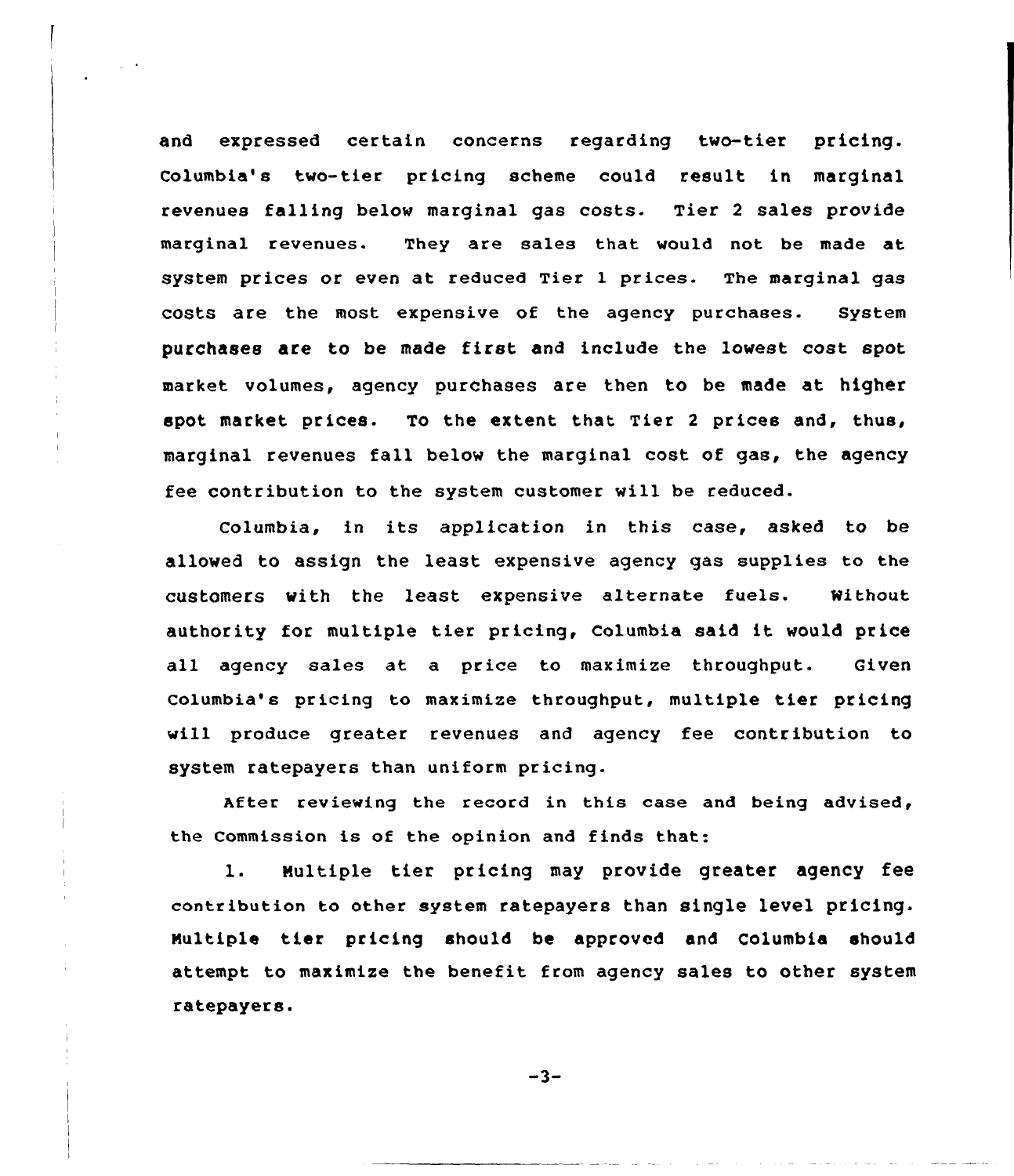and expressed certain concerns regarding two-tier pricing. Columbia's two-tier pricing scheme could result in marginal revenues falling below marginal gas costs. Tier 2 sales provide marginal revenues. They are sales that would not be made at system prices or even at reduced Tier 1 prices. The marginal gas costs are the most expensive of the agency purchases. System purchases are to be made first and include the lowest cost spot market volumes, agency purchases are then to be made at higher spot market prices. To the extent that Tier 2 prices and, thus, marginal revenues fall below the marginal cost of gas, the agency fee contribution to the system customer will be reduced.

Columbia, in its application in this case, asked to be allowed to assign the least expensive agency gas supplies to the customers with the least expensive alternate fuels. Without authority for multiple tier pricing, Columbia said it would price all agency sales at a price to maximize throughput. Given Columbia's pricing to maximize throughput, multiple tier pricing will produce greater revenues and agency fee contribution to system ratepayers than uniform pricing.

After reviewing the record in this case and being advised, the Commission is of the opinion and finds that:

1. Multiple tier pricing may provide greater agency fee contribution to other system ratepayers than single level pricing. Multiple tier pricing should be approved and Columbia should attempt to maximize the benefit from agency sales to other system ratepayers.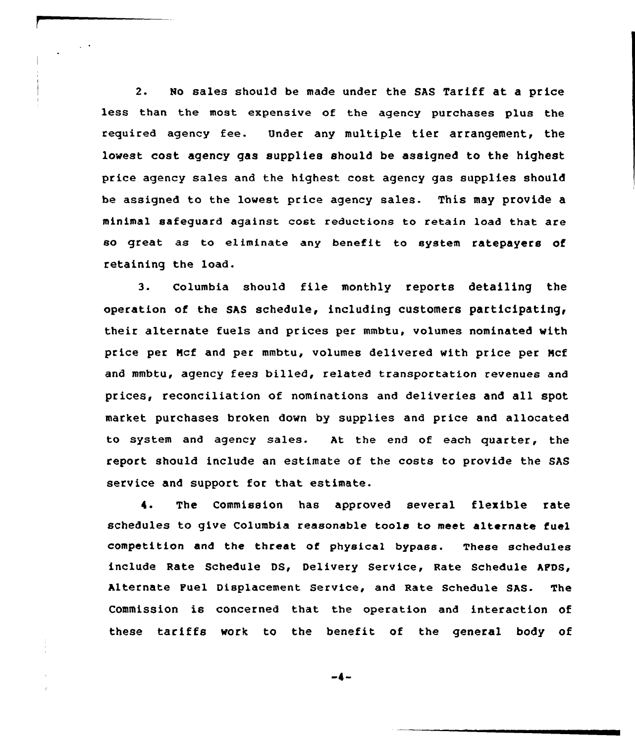2. No sales should be made under the SAS Tariff at a price less than the most expensive of the agency purchases plus the required agency fee. Under any multiple tier arrangement, the lowest cost agency gas supplies should be assigned to the highest price agency sales and the highest cost agency gas supplies should be assigned to the lowest price agency sales. This may provide a minimal safeguard against cost reductions to retain load that are so great as to eliminate any benefit to system ratepayers of retaining the load.

3. Columbia should file monthly reports detailing the operation of the SAS schedule, including customers participating, their alternate fuels and prices per mmbtu, volumes nominated with price per Mcf and per mmbtu, volumes delivered with price per Mcf and mmbtu, agency fees billed, related transportation revenues and prices, reconciliation of nominations and deliveries and all spot market purchases broken down by supplies and price and allocated to system and agency sales. At the end of each quarter, the report should include an estimate of the costs to provide the SAS service and support for that estimate.

4. The Commission has approved several flexible rate schedules to give Columbia reasonable tools to meet alternate fuel competition and the threat of physical bypass. These schedules include Rate Schedule DS, Delivery Service, Rate Schedule AFDS, Alternate Fuel Displacement Service, and Rate Schedule SAS. The Commission is concerned that the operation and interaction of these tariffs work to the benefit of the general body of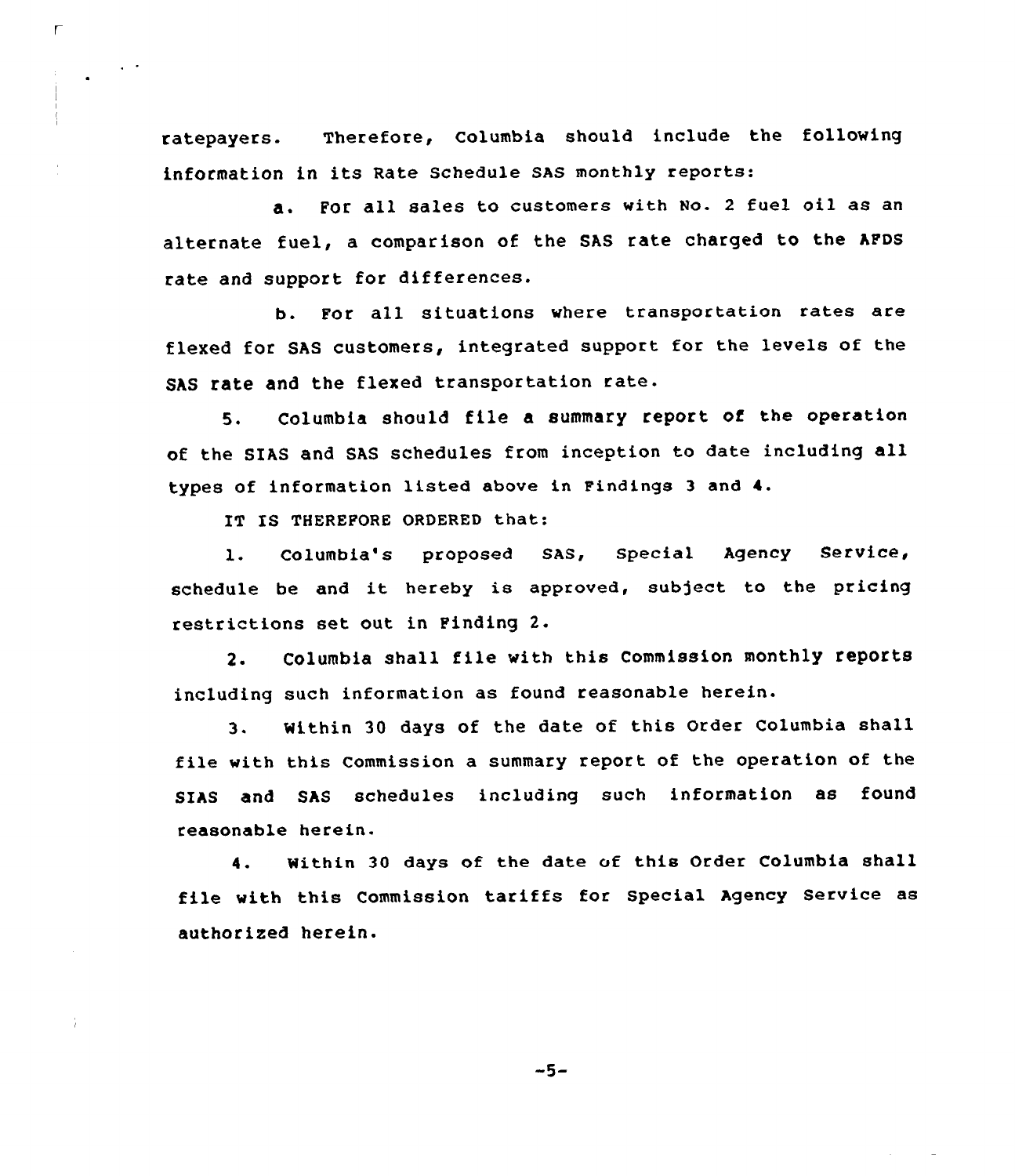ratepayers. Therefore, Columbia should include the following information in its Rate Schedule SAS monthly reports:

a. For all sales to customers with No. 2 fuel oil as an alternate fuel, a comparison of the SAS rate charged to the AFDS rate and support for differences.

b. For all situations where transportation rates are flexed for SAS customers, integrated support for the levels of the SAS rate and the flexed transportation rate.

5. Columbia should file a summary report of the operation of the SIAS and SAS schedules from inception to date including all types of information listed above in Findings 3 and 4.

IT IS THEREFORE ORDERED that:

1. Columbia's proposed SAS, Special Agency Service, schedule be and it hereby is approved, subject to the pricing restrictions set out in Finding 2.

2. Columbia shall file with this Commission monthly reports including such information as found reasonable herein.

3. Within 30 days of the date of this Order Columbia shall file with this Commission a summary report of the operation of the SIAS and SAS schedules including such information as found reasonable herein.

4. Within 30 days of the date of this Order Columbia shall file with this Commission tariffs for Special Agency Service as authorized herein.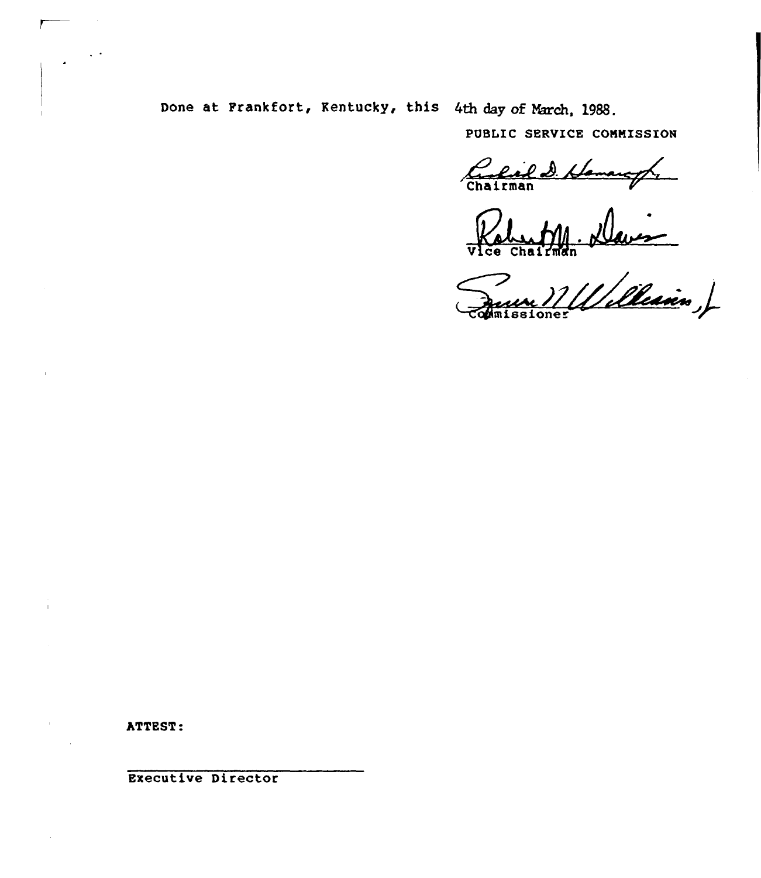Done at Frankfort, Kentucky, this 4th day of March, 1988.

PUBLIC SERVICE COMMISSION

Chairman

Vice Chairman

Commissioner

ATTEST:

Executive Director